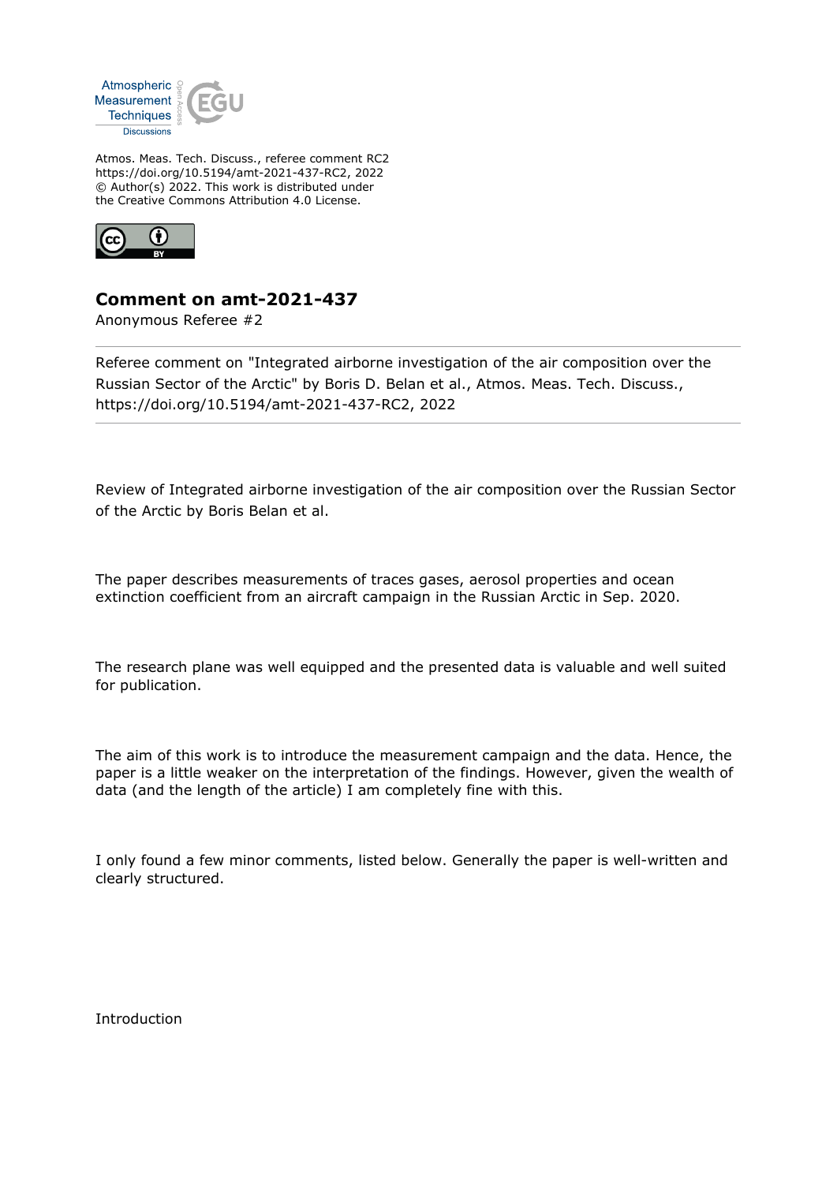Atmos. Meas. Tech. Discuss., referee comment RC2
https://doi.org/10.5194/amt-2021-437-RC2, 2022
© Author(s) 2022. This work is distributed under
the Creative Commons Attribution 4.0 License.

# Comment on amt-2021-437

Anonymous Referee #2

Referee comment on "Integrated airborne investigation of the air composition over the Russian Sector of the Arctic" by Boris D. Belan et al., Atmos. Meas. Tech. Discuss., https://doi.org/10.5194/amt-2021-437-RC2, 2022

---

Review of Integrated airborne investigation of the air composition over the Russian Sector of the Arctic by Boris Belan et al.

The paper describes measurements of traces gases, aerosol properties and ocean extinction coefficient from an aircraft campaign in the Russian Arctic in Sep. 2020.

The research plane was well equipped and the presented data is valuable and well suited for publication.

The aim of this work is to introduce the measurement campaign and the data. Hence, the paper is a little weaker on the interpretation of the findings. However, given the wealth of data (and the length of the article) I am completely fine with this.

I only found a few minor comments, listed below. Generally the paper is well-written and clearly structured.

Introduction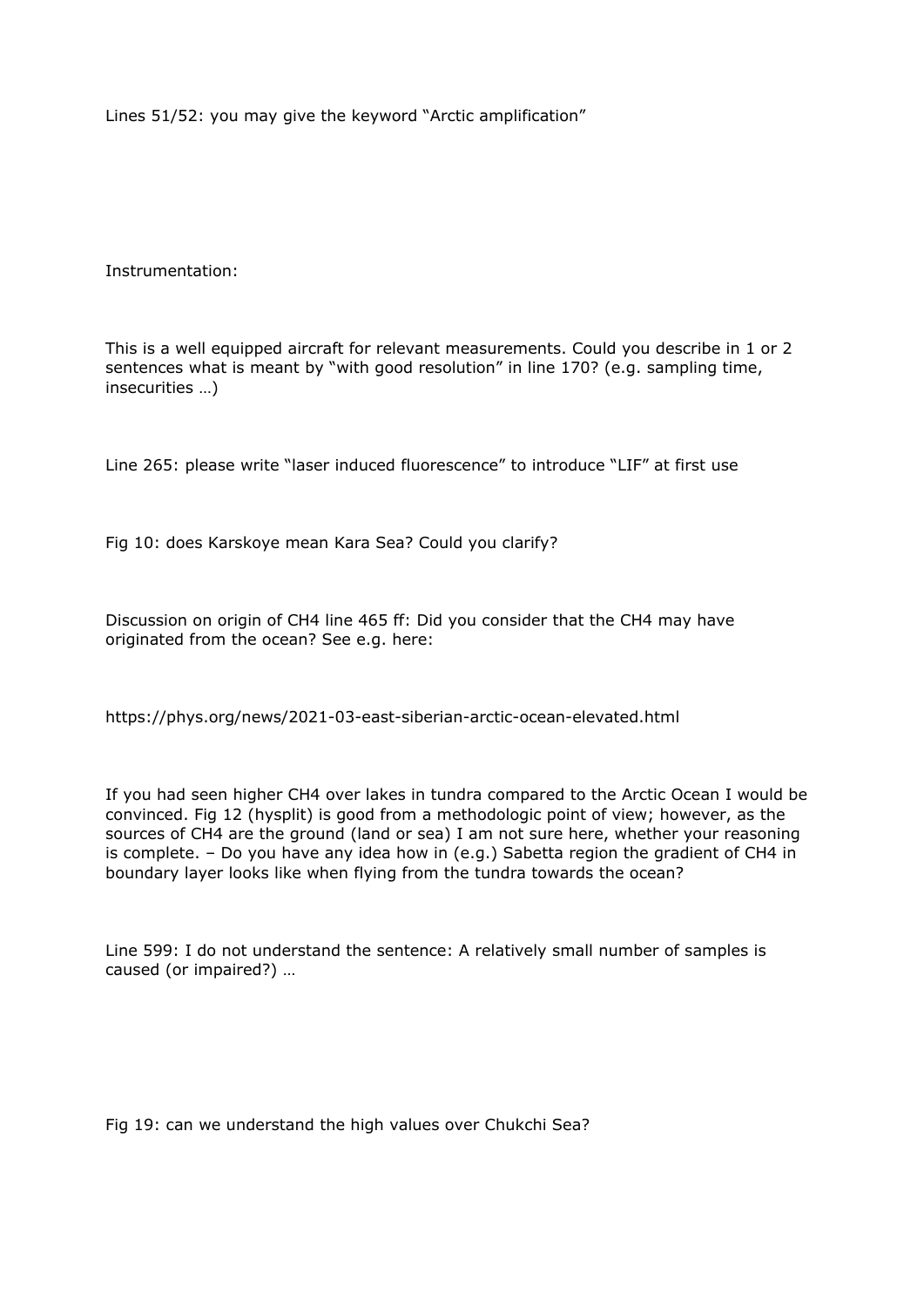Lines 51/52: you may give the keyword “Arctic amplification”

Instrumentation:

This is a well equipped aircraft for relevant measurements. Could you describe in 1 or 2 sentences what is meant by “with good resolution” in line 170? (e.g. sampling time, insecurities …)

Line 265: please write “laser induced fluorescence” to introduce “LIF” at first use

Fig 10: does Karskoye mean Kara Sea? Could you clarify?

Discussion on origin of $CH_4$ line 465 ff: Did you consider that the $CH_4$ may have originated from the ocean? See e.g. here:

https://phys.org/news/2021-03-east-siberian-arctic-ocean-elevated.html

If you had seen higher $CH_4$ over lakes in tundra compared to the Arctic Ocean I would be convinced. Fig 12 (hysplit) is good from a methodologic point of view; however, as the sources of $CH_4$ are the ground (land or sea) I am not sure here, whether your reasoning is complete. – Do you have any idea how in (e.g.) Sabetta region the gradient of $CH_4$ in boundary layer looks like when flying from the tundra towards the ocean?

Line 599: I do not understand the sentence: A relatively small number of samples is caused (or impaired?) …

Fig 19: can we understand the high values over Chukchi Sea?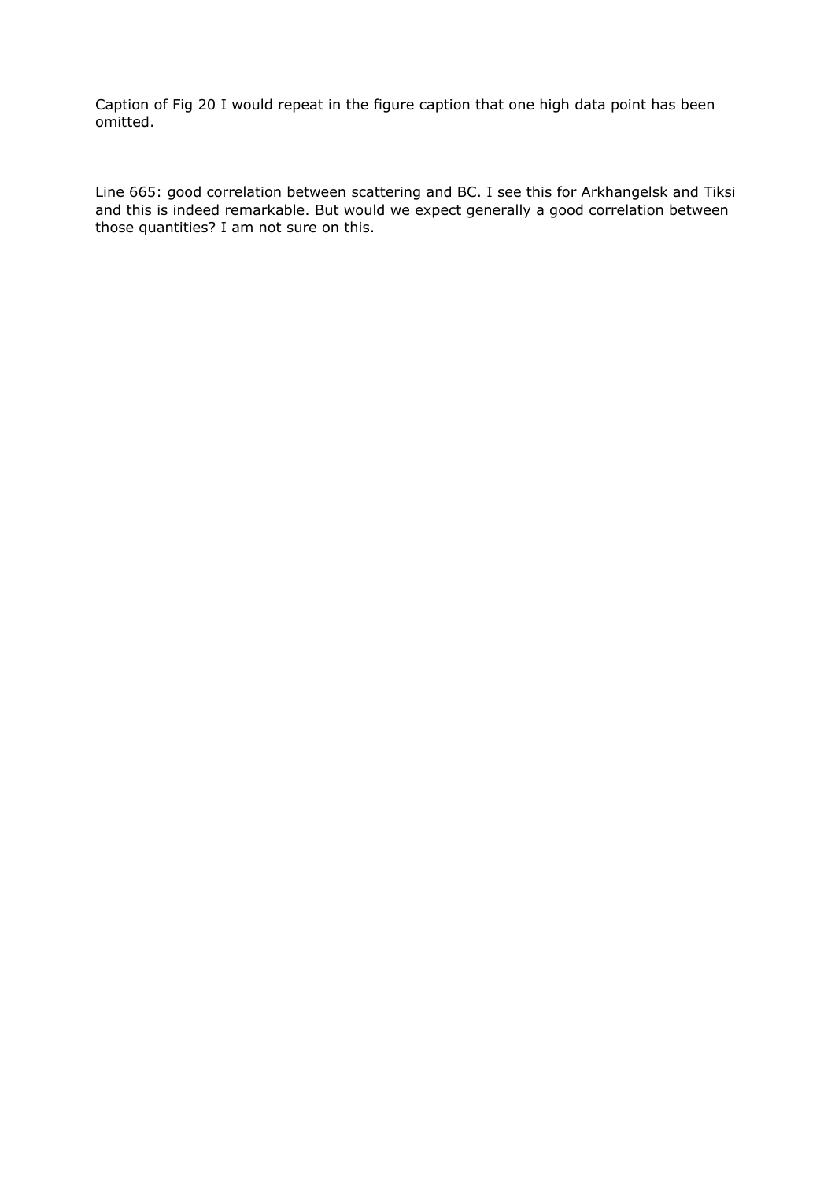Caption of Fig 20 I would repeat in the figure caption that one high data point has been omitted.

Line 665: good correlation between scattering and BC. I see this for Arkhangelsk and Tiksi and this is indeed remarkable. But would we expect generally a good correlation between those quantities? I am not sure on this.